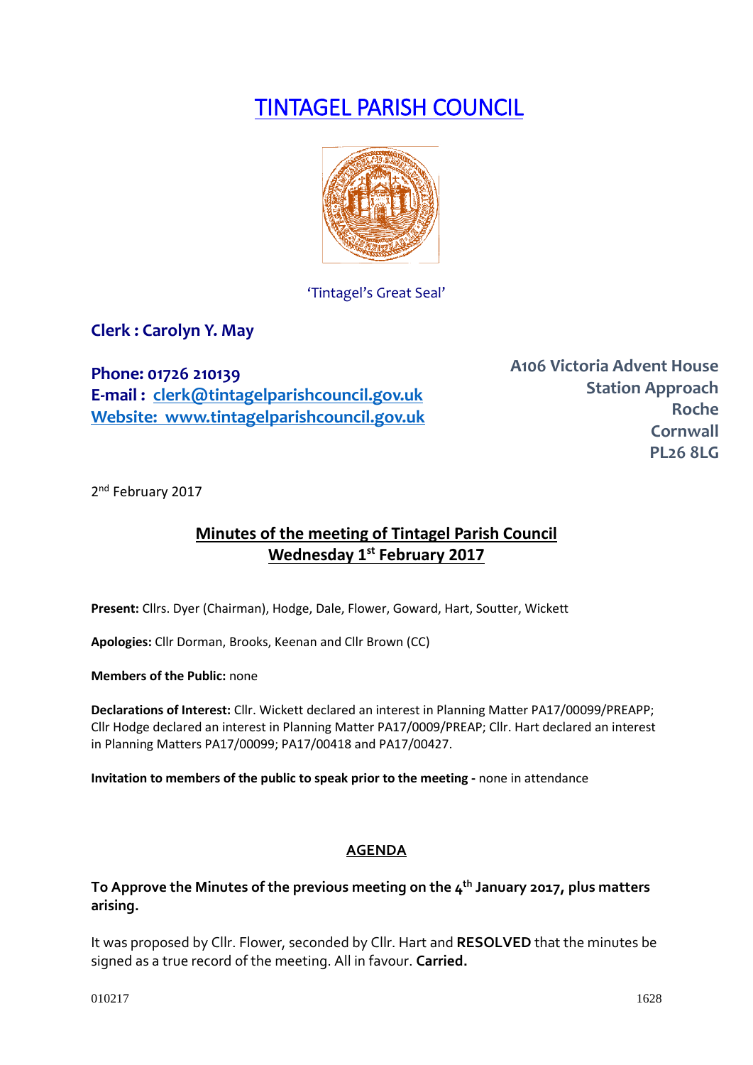# TINTAGEL PARISH COUNCIL

'Tintagel's Great Seal'

**Clerk : Carolyn Y. May**

**Phone: 01726 210139**
**E-mail : clerk@tintagelparishcouncil.gov.uk**
**Website: www.tintagelparishcouncil.gov.uk**

**A106 Victoria Advent House**
**Station Approach**
**Roche**
**Cornwall**
**PL26 8LG**

2nd February 2017

## Minutes of the meeting of Tintagel Parish Council
## Wednesday 1st February 2017

**Present:** Cllrs. Dyer (Chairman), Hodge, Dale, Flower, Goward, Hart, Soutter, Wickett

**Apologies:** Cllr Dorman, Brooks, Keenan and Cllr Brown (CC)

**Members of the Public:** none

**Declarations of Interest:** Cllr. Wickett declared an interest in Planning Matter PA17/00099/PREAPP; Cllr Hodge declared an interest in Planning Matter PA17/0009/PREAP; Cllr. Hart declared an interest in Planning Matters PA17/00099; PA17/00418 and PA17/00427.

**Invitation to members of the public to speak prior to the meeting -** none in attendance

## AGENDA

### To Approve the Minutes of the previous meeting on the 4th January 2017, plus matters arising.

It was proposed by Cllr. Flower, seconded by Cllr. Hart and **RESOLVED** that the minutes be signed as a true record of the meeting. All in favour. **Carried.**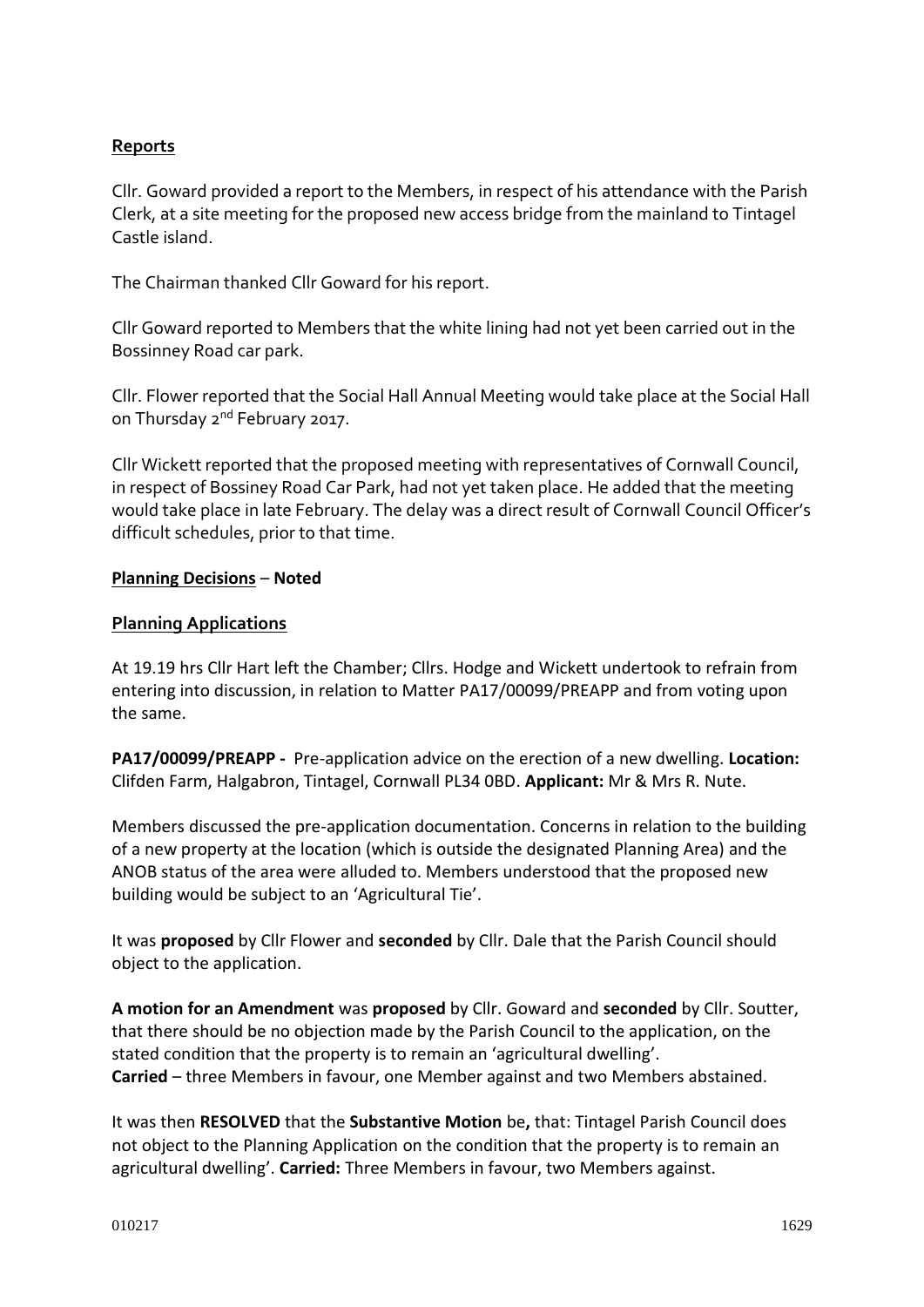## **Reports**

Cllr. Goward provided a report to the Members, in respect of his attendance with the Parish Clerk, at a site meeting for the proposed new access bridge from the mainland to Tintagel Castle island.

The Chairman thanked Cllr Goward for his report.

Cllr Goward reported to Members that the white lining had not yet been carried out in the Bossinney Road car park.

Cllr. Flower reported that the Social Hall Annual Meeting would take place at the Social Hall on Thursday 2nd February 2017.

Cllr Wickett reported that the proposed meeting with representatives of Cornwall Council, in respect of Bossiney Road Car Park, had not yet taken place. He added that the meeting would take place in late February. The delay was a direct result of Cornwall Council Officer's difficult schedules, prior to that time.

**Planning Decisions** – **Noted**

## **Planning Applications**

At 19.19 hrs Cllr Hart left the Chamber; Cllrs. Hodge and Wickett undertook to refrain from entering into discussion, in relation to Matter PA17/00099/PREAPP and from voting upon the same.

**PA17/00099/PREAPP -** Pre-application advice on the erection of a new dwelling. **Location:** Clifden Farm, Halgabron, Tintagel, Cornwall PL34 0BD. **Applicant:** Mr & Mrs R. Nute.

Members discussed the pre-application documentation. Concerns in relation to the building of a new property at the location (which is outside the designated Planning Area) and the ANOB status of the area were alluded to. Members understood that the proposed new building would be subject to an 'Agricultural Tie'.

It was **proposed** by Cllr Flower and **seconded** by Cllr. Dale that the Parish Council should object to the application.

**A motion for an Amendment** was **proposed** by Cllr. Goward and **seconded** by Cllr. Soutter, that there should be no objection made by the Parish Council to the application, on the stated condition that the property is to remain an 'agricultural dwelling'.
**Carried** – three Members in favour, one Member against and two Members abstained.

It was then **RESOLVED** that the **Substantive Motion** be**,** that: Tintagel Parish Council does not object to the Planning Application on the condition that the property is to remain an agricultural dwelling'. **Carried:** Three Members in favour, two Members against.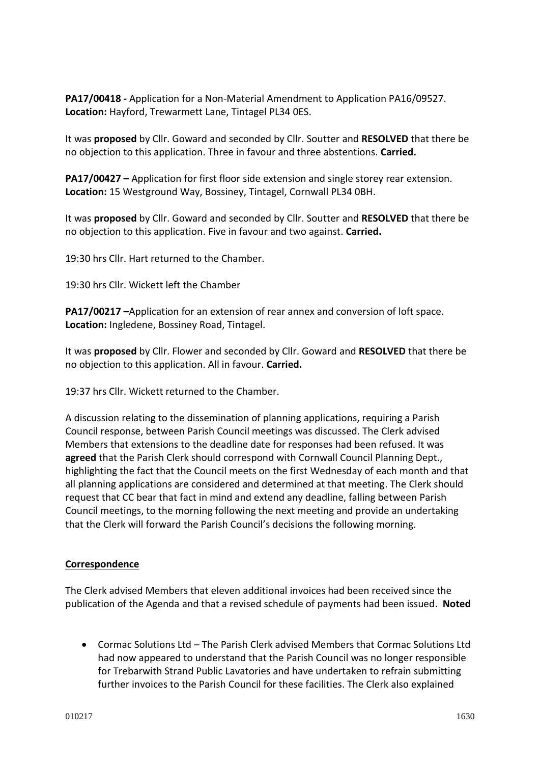**PA17/00418 -** Application for a Non-Material Amendment to Application PA16/09527. **Location:** Hayford, Trewarmett Lane, Tintagel PL34 0ES.

It was **proposed** by Cllr. Goward and seconded by Cllr. Soutter and **RESOLVED** that there be no objection to this application. Three in favour and three abstentions. **Carried.**

**PA17/00427 –** Application for first floor side extension and single storey rear extension. **Location:** 15 Westground Way, Bossiney, Tintagel, Cornwall PL34 0BH.

It was **proposed** by Cllr. Goward and seconded by Cllr. Soutter and **RESOLVED** that there be no objection to this application. Five in favour and two against. **Carried.**

19:30 hrs Cllr. Hart returned to the Chamber.

19:30 hrs Cllr. Wickett left the Chamber

**PA17/00217 –**Application for an extension of rear annex and conversion of loft space. **Location:** Ingledene, Bossiney Road, Tintagel.

It was **proposed** by Cllr. Flower and seconded by Cllr. Goward and **RESOLVED** that there be no objection to this application. All in favour. **Carried.**

19:37 hrs Cllr. Wickett returned to the Chamber.

A discussion relating to the dissemination of planning applications, requiring a Parish Council response, between Parish Council meetings was discussed. The Clerk advised Members that extensions to the deadline date for responses had been refused. It was **agreed** that the Parish Clerk should correspond with Cornwall Council Planning Dept., highlighting the fact that the Council meets on the first Wednesday of each month and that all planning applications are considered and determined at that meeting. The Clerk should request that CC bear that fact in mind and extend any deadline, falling between Parish Council meetings, to the morning following the next meeting and provide an undertaking that the Clerk will forward the Parish Council's decisions the following morning.

**Correspondence**

The Clerk advised Members that eleven additional invoices had been received since the publication of the Agenda and that a revised schedule of payments had been issued. **Noted**

- Cormac Solutions Ltd – The Parish Clerk advised Members that Cormac Solutions Ltd had now appeared to understand that the Parish Council was no longer responsible for Trebarwith Strand Public Lavatories and have undertaken to refrain submitting further invoices to the Parish Council for these facilities. The Clerk also explained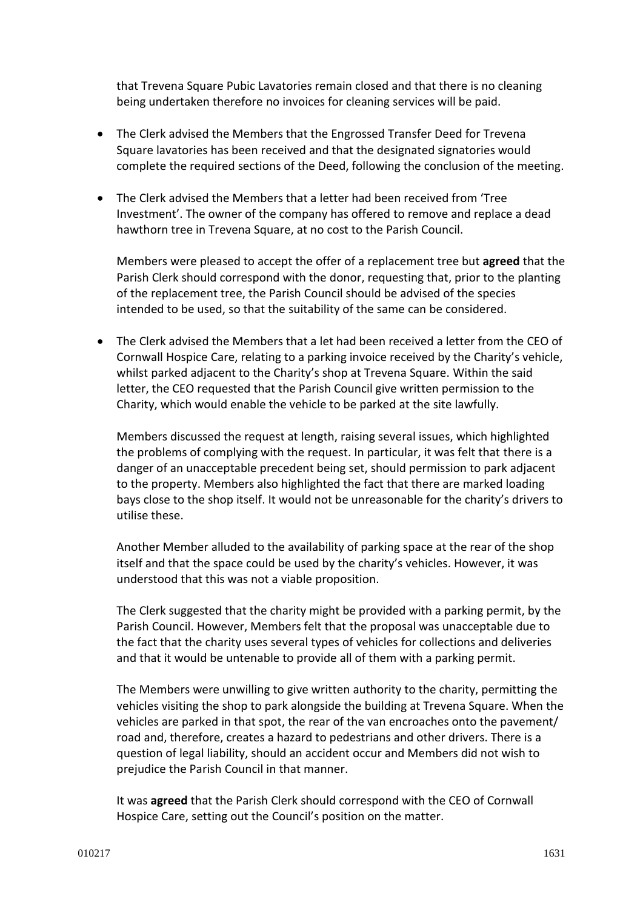that Trevena Square Pubic Lavatories remain closed and that there is no cleaning being undertaken therefore no invoices for cleaning services will be paid.

- The Clerk advised the Members that the Engrossed Transfer Deed for Trevena Square lavatories has been received and that the designated signatories would complete the required sections of the Deed, following the conclusion of the meeting.

- The Clerk advised the Members that a letter had been received from 'Tree Investment'. The owner of the company has offered to remove and replace a dead hawthorn tree in Trevena Square, at no cost to the Parish Council.

  Members were pleased to accept the offer of a replacement tree but **agreed** that the Parish Clerk should correspond with the donor, requesting that, prior to the planting of the replacement tree, the Parish Council should be advised of the species intended to be used, so that the suitability of the same can be considered.

- The Clerk advised the Members that a let had been received a letter from the CEO of Cornwall Hospice Care, relating to a parking invoice received by the Charity's vehicle, whilst parked adjacent to the Charity's shop at Trevena Square. Within the said letter, the CEO requested that the Parish Council give written permission to the Charity, which would enable the vehicle to be parked at the site lawfully.

  Members discussed the request at length, raising several issues, which highlighted the problems of complying with the request. In particular, it was felt that there is a danger of an unacceptable precedent being set, should permission to park adjacent to the property. Members also highlighted the fact that there are marked loading bays close to the shop itself. It would not be unreasonable for the charity's drivers to utilise these.

  Another Member alluded to the availability of parking space at the rear of the shop itself and that the space could be used by the charity's vehicles. However, it was understood that this was not a viable proposition.

  The Clerk suggested that the charity might be provided with a parking permit, by the Parish Council. However, Members felt that the proposal was unacceptable due to the fact that the charity uses several types of vehicles for collections and deliveries and that it would be untenable to provide all of them with a parking permit.

  The Members were unwilling to give written authority to the charity, permitting the vehicles visiting the shop to park alongside the building at Trevena Square. When the vehicles are parked in that spot, the rear of the van encroaches onto the pavement/ road and, therefore, creates a hazard to pedestrians and other drivers. There is a question of legal liability, should an accident occur and Members did not wish to prejudice the Parish Council in that manner.

  It was **agreed** that the Parish Clerk should correspond with the CEO of Cornwall Hospice Care, setting out the Council's position on the matter.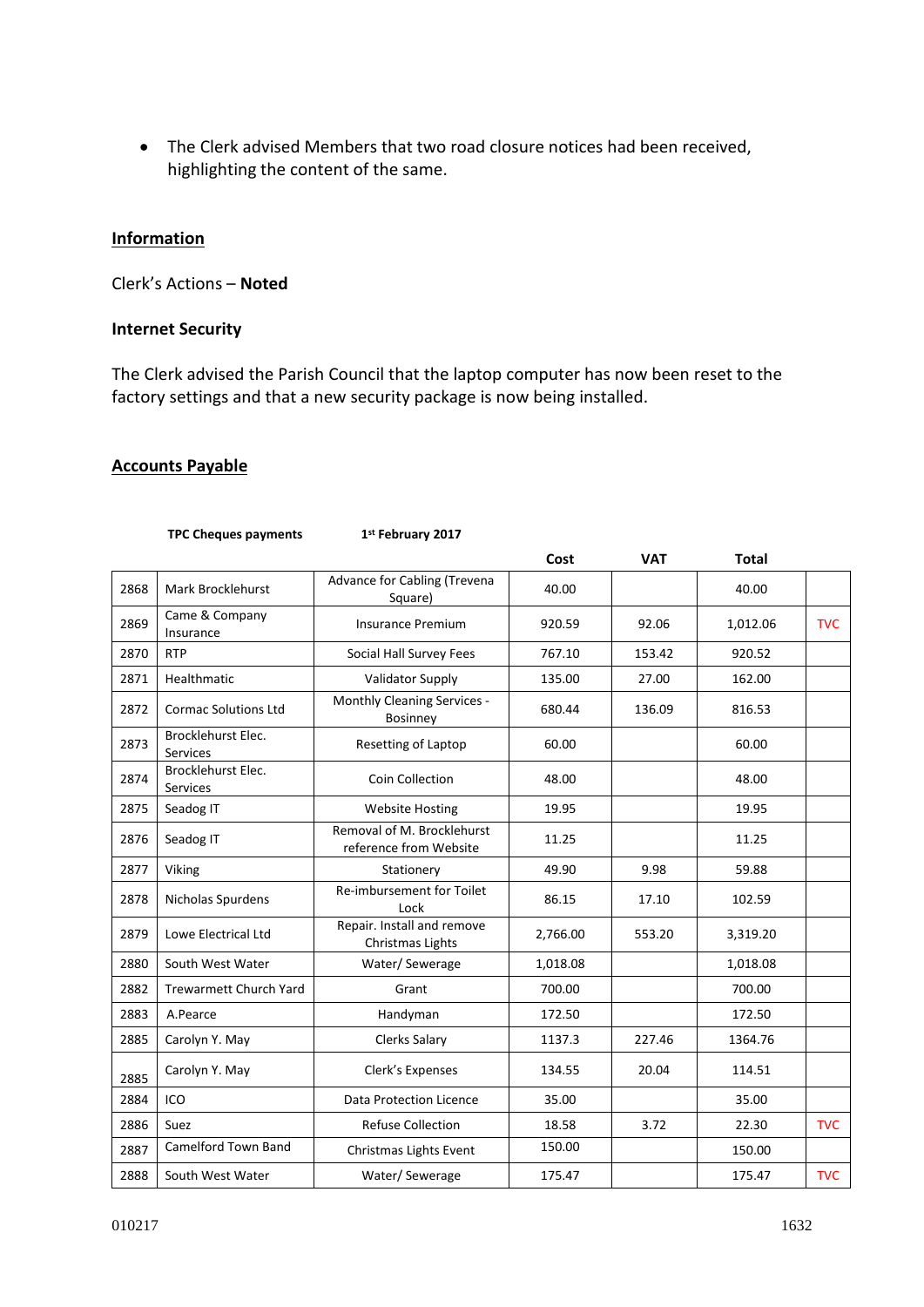- The Clerk advised Members that two road closure notices had been received, highlighting the content of the same.

## Information

Clerk's Actions – **Noted**

### Internet Security

The Clerk advised the Parish Council that the laptop computer has now been reset to the factory settings and that a new security package is now being installed.

## Accounts Payable

**TPC Cheques payments** **1st February 2017**

| | | | Cost | VAT | Total | |
|---|---|---|---|---|---|---|
| 2868 | Mark Brocklehurst | Advance for Cabling (Trevena Square) | 40.00 | | 40.00 | |
| 2869 | Came & Company Insurance | Insurance Premium | 920.59 | 92.06 | 1,012.06 | TVC |
| 2870 | RTP | Social Hall Survey Fees | 767.10 | 153.42 | 920.52 | |
| 2871 | Healthmatic | Validator Supply | 135.00 | 27.00 | 162.00 | |
| 2872 | Cormac Solutions Ltd | Monthly Cleaning Services - Bosinney | 680.44 | 136.09 | 816.53 | |
| 2873 | Brocklehurst Elec. Services | Resetting of Laptop | 60.00 | | 60.00 | |
| 2874 | Brocklehurst Elec. Services | Coin Collection | 48.00 | | 48.00 | |
| 2875 | Seadog IT | Website Hosting | 19.95 | | 19.95 | |
| 2876 | Seadog IT | Removal of M. Brocklehurst reference from Website | 11.25 | | 11.25 | |
| 2877 | Viking | Stationery | 49.90 | 9.98 | 59.88 | |
| 2878 | Nicholas Spurdens | Re-imbursement for Toilet Lock | 86.15 | 17.10 | 102.59 | |
| 2879 | Lowe Electrical Ltd | Repair. Install and remove Christmas Lights | 2,766.00 | 553.20 | 3,319.20 | |
| 2880 | South West Water | Water/ Sewerage | 1,018.08 | | 1,018.08 | |
| 2882 | Trewarmett Church Yard | Grant | 700.00 | | 700.00 | |
| 2883 | A.Pearce | Handyman | 172.50 | | 172.50 | |
| 2885 | Carolyn Y. May | Clerks Salary | 1137.3 | 227.46 | 1364.76 | |
| 2885 | Carolyn Y. May | Clerk's Expenses | 134.55 | 20.04 | 114.51 | |
| 2884 | ICO | Data Protection Licence | 35.00 | | 35.00 | |
| 2886 | Suez | Refuse Collection | 18.58 | 3.72 | 22.30 | TVC |
| 2887 | Camelford Town Band | Christmas Lights Event | 150.00 | | 150.00 | |
| 2888 | South West Water | Water/ Sewerage | 175.47 | | 175.47 | TVC |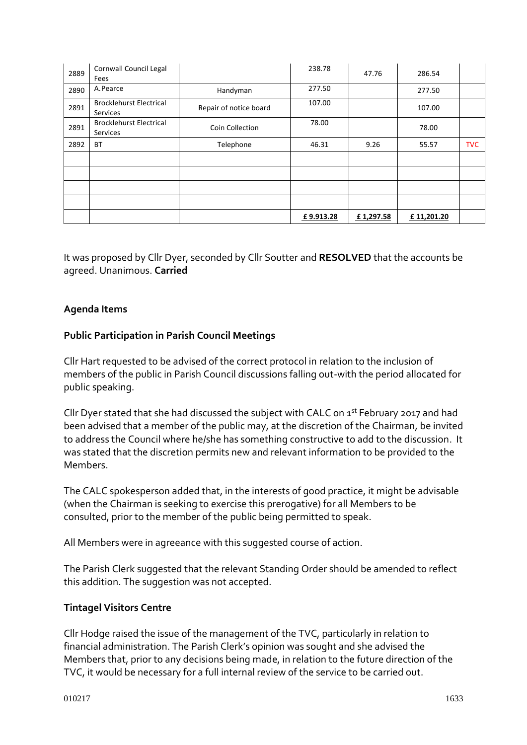| 2889 | Cornwall Council Legal Fees | | 238.78 | 47.76 | 286.54 | |
|---|---|---|---|---|---|---|
| 2890 | A.Pearce | Handyman | 277.50 | | 277.50 | |
| 2891 | Brocklehurst Electrical Services | Repair of notice board | 107.00 | | 107.00 | |
| 2891 | Brocklehurst Electrical Services | Coin Collection | 78.00 | | 78.00 | |
| 2892 | BT | Telephone | 46.31 | 9.26 | 55.57 | TVC |
| | | | | | | |
| | | | | | | |
| | | | | | | |
| | | | | | | |
| | | | £ 9.913.28 | £ 1,297.58 | £ 11,201.20 | |

It was proposed by Cllr Dyer, seconded by Cllr Soutter and **RESOLVED** that the accounts be agreed. Unanimous. **Carried**

### Agenda Items

### Public Participation in Parish Council Meetings

Cllr Hart requested to be advised of the correct protocol in relation to the inclusion of members of the public in Parish Council discussions falling out-with the period allocated for public speaking.

Cllr Dyer stated that she had discussed the subject with CALC on 1st February 2017 and had been advised that a member of the public may, at the discretion of the Chairman, be invited to address the Council where he/she has something constructive to add to the discussion. It was stated that the discretion permits new and relevant information to be provided to the Members.

The CALC spokesperson added that, in the interests of good practice, it might be advisable (when the Chairman is seeking to exercise this prerogative) for all Members to be consulted, prior to the member of the public being permitted to speak.

All Members were in agreeance with this suggested course of action.

The Parish Clerk suggested that the relevant Standing Order should be amended to reflect this addition. The suggestion was not accepted.

### Tintagel Visitors Centre

Cllr Hodge raised the issue of the management of the TVC, particularly in relation to financial administration. The Parish Clerk's opinion was sought and she advised the Members that, prior to any decisions being made, in relation to the future direction of the TVC, it would be necessary for a full internal review of the service to be carried out.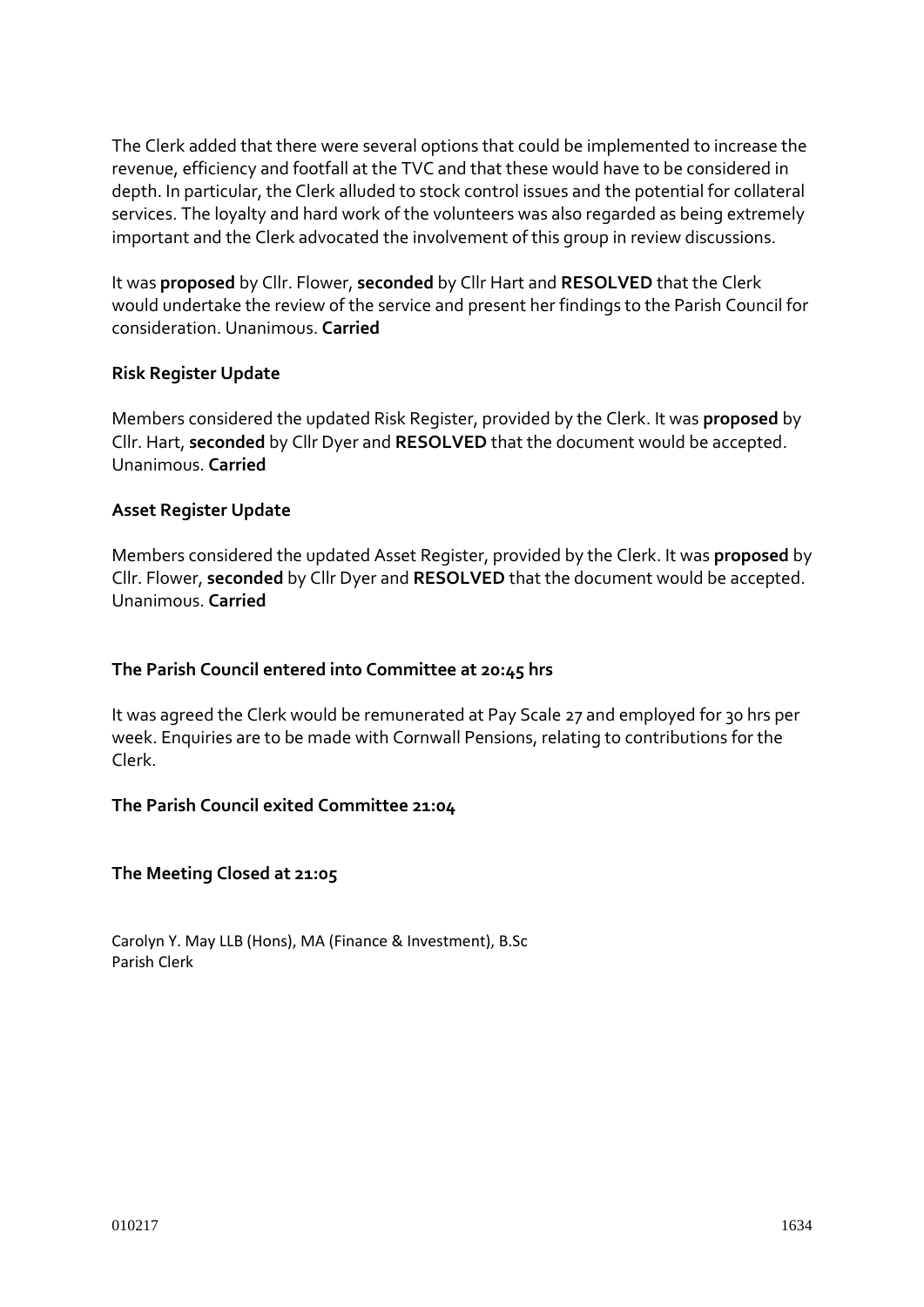The Clerk added that there were several options that could be implemented to increase the revenue, efficiency and footfall at the TVC and that these would have to be considered in depth. In particular, the Clerk alluded to stock control issues and the potential for collateral services. The loyalty and hard work of the volunteers was also regarded as being extremely important and the Clerk advocated the involvement of this group in review discussions.

It was **proposed** by Cllr. Flower, **seconded** by Cllr Hart and **RESOLVED** that the Clerk would undertake the review of the service and present her findings to the Parish Council for consideration. Unanimous. **Carried**

**Risk Register Update**

Members considered the updated Risk Register, provided by the Clerk. It was **proposed** by Cllr. Hart, **seconded** by Cllr Dyer and **RESOLVED** that the document would be accepted. Unanimous. **Carried**

**Asset Register Update**

Members considered the updated Asset Register, provided by the Clerk. It was **proposed** by Cllr. Flower, **seconded** by Cllr Dyer and **RESOLVED** that the document would be accepted. Unanimous. **Carried**

**The Parish Council entered into Committee at 20:45 hrs**

It was agreed the Clerk would be remunerated at Pay Scale 27 and employed for 30 hrs per week. Enquiries are to be made with Cornwall Pensions, relating to contributions for the Clerk.

**The Parish Council exited Committee 21:04**

**The Meeting Closed at 21:05**

Carolyn Y. May LLB (Hons), MA (Finance & Investment), B.Sc
Parish Clerk